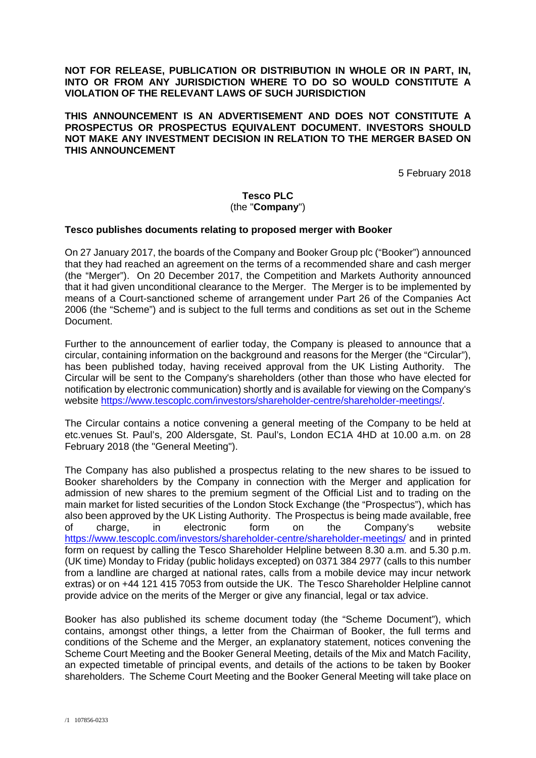**NOT FOR RELEASE, PUBLICATION OR DISTRIBUTION IN WHOLE OR IN PART, IN, INTO OR FROM ANY JURISDICTION WHERE TO DO SO WOULD CONSTITUTE A VIOLATION OF THE RELEVANT LAWS OF SUCH JURISDICTION**

**THIS ANNOUNCEMENT IS AN ADVERTISEMENT AND DOES NOT CONSTITUTE A PROSPECTUS OR PROSPECTUS EQUIVALENT DOCUMENT. INVESTORS SHOULD NOT MAKE ANY INVESTMENT DECISION IN RELATION TO THE MERGER BASED ON THIS ANNOUNCEMENT**

5 February 2018

**Tesco PLC**
(the "**Company**")

**Tesco publishes documents relating to proposed merger with Booker**

On 27 January 2017, the boards of the Company and Booker Group plc ("Booker") announced that they had reached an agreement on the terms of a recommended share and cash merger (the "Merger"). On 20 December 2017, the Competition and Markets Authority announced that it had given unconditional clearance to the Merger. The Merger is to be implemented by means of a Court-sanctioned scheme of arrangement under Part 26 of the Companies Act 2006 (the "Scheme") and is subject to the full terms and conditions as set out in the Scheme Document.

Further to the announcement of earlier today, the Company is pleased to announce that a circular, containing information on the background and reasons for the Merger (the "Circular"), has been published today, having received approval from the UK Listing Authority. The Circular will be sent to the Company's shareholders (other than those who have elected for notification by electronic communication) shortly and is available for viewing on the Company's website https://www.tescoplc.com/investors/shareholder-centre/shareholder-meetings/.

The Circular contains a notice convening a general meeting of the Company to be held at etc.venues St. Paul's, 200 Aldersgate, St. Paul's, London EC1A 4HD at 10.00 a.m. on 28 February 2018 (the "General Meeting").

The Company has also published a prospectus relating to the new shares to be issued to Booker shareholders by the Company in connection with the Merger and application for admission of new shares to the premium segment of the Official List and to trading on the main market for listed securities of the London Stock Exchange (the "Prospectus"), which has also been approved by the UK Listing Authority. The Prospectus is being made available, free of charge, in electronic form on the Company's website https://www.tescoplc.com/investors/shareholder-centre/shareholder-meetings/ and in printed form on request by calling the Tesco Shareholder Helpline between 8.30 a.m. and 5.30 p.m. (UK time) Monday to Friday (public holidays excepted) on 0371 384 2977 (calls to this number from a landline are charged at national rates, calls from a mobile device may incur network extras) or on +44 121 415 7053 from outside the UK. The Tesco Shareholder Helpline cannot provide advice on the merits of the Merger or give any financial, legal or tax advice.

Booker has also published its scheme document today (the "Scheme Document"), which contains, amongst other things, a letter from the Chairman of Booker, the full terms and conditions of the Scheme and the Merger, an explanatory statement, notices convening the Scheme Court Meeting and the Booker General Meeting, details of the Mix and Match Facility, an expected timetable of principal events, and details of the actions to be taken by Booker shareholders. The Scheme Court Meeting and the Booker General Meeting will take place on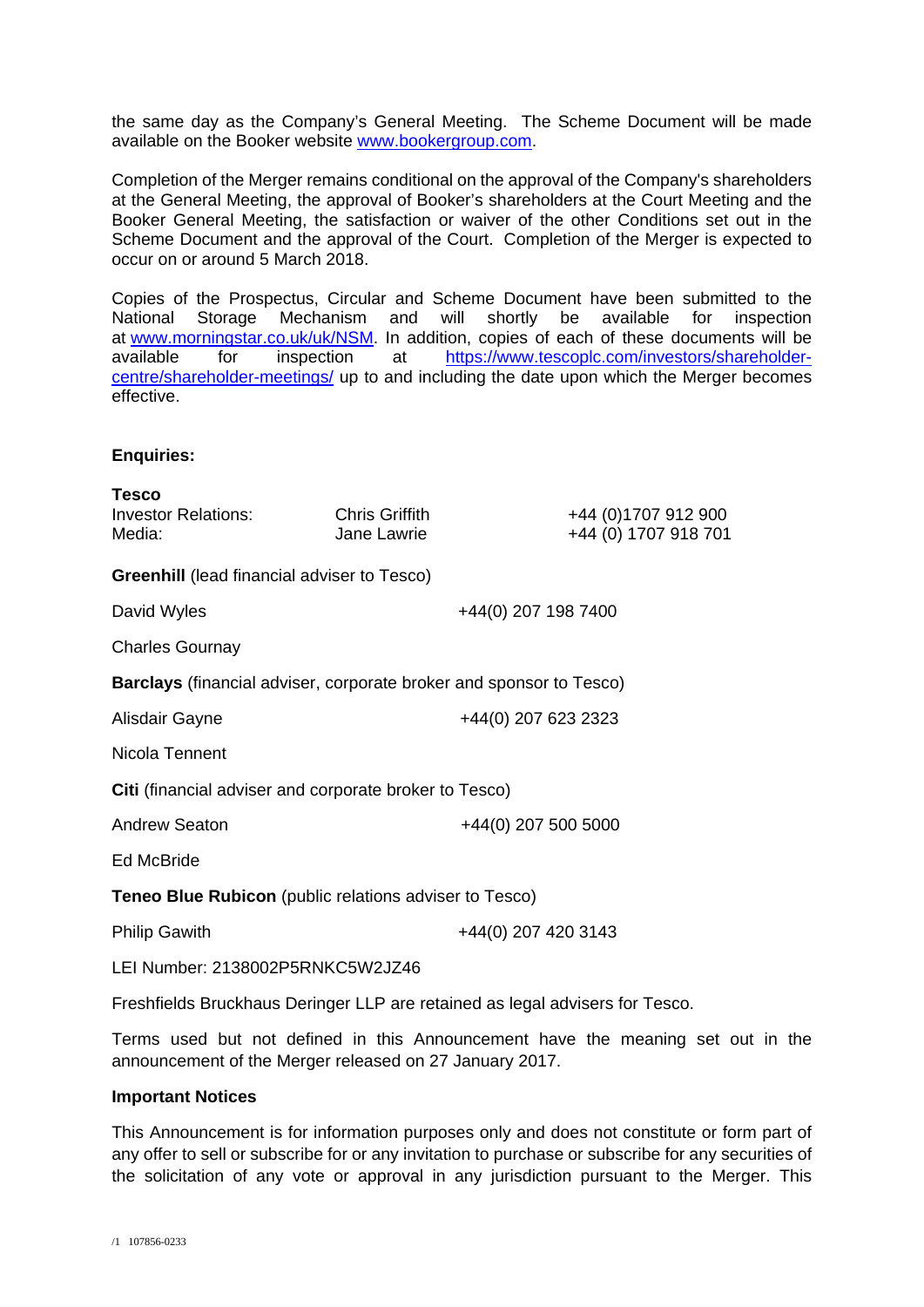the same day as the Company's General Meeting. The Scheme Document will be made available on the Booker website www.bookergroup.com.

Completion of the Merger remains conditional on the approval of the Company's shareholders at the General Meeting, the approval of Booker's shareholders at the Court Meeting and the Booker General Meeting, the satisfaction or waiver of the other Conditions set out in the Scheme Document and the approval of the Court. Completion of the Merger is expected to occur on or around 5 March 2018.

Copies of the Prospectus, Circular and Scheme Document have been submitted to the National Storage Mechanism and will shortly be available for inspection at www.morningstar.co.uk/uk/NSM. In addition, copies of each of these documents will be available for inspection at https://www.tescoplc.com/investors/shareholder-centre/shareholder-meetings/ up to and including the date upon which the Merger becomes effective.

**Enquiries:**

**Tesco**

| | | |
|---|---|---|
| Investor Relations: | Chris Griffith | +44 (0)1707 912 900 |
| Media: | Jane Lawrie | +44 (0) 1707 918 701 |

**Greenhill** (lead financial adviser to Tesco)

David Wyles +44(0) 207 198 7400

Charles Gournay

**Barclays** (financial adviser, corporate broker and sponsor to Tesco)

Alisdair Gayne +44(0) 207 623 2323

Nicola Tennent

**Citi** (financial adviser and corporate broker to Tesco)

Andrew Seaton +44(0) 207 500 5000

Ed McBride

**Teneo Blue Rubicon** (public relations adviser to Tesco)

Philip Gawith +44(0) 207 420 3143

LEI Number: 2138002P5RNKC5W2JZ46

Freshfields Bruckhaus Deringer LLP are retained as legal advisers for Tesco.

Terms used but not defined in this Announcement have the meaning set out in the announcement of the Merger released on 27 January 2017.

**Important Notices**

This Announcement is for information purposes only and does not constitute or form part of any offer to sell or subscribe for or any invitation to purchase or subscribe for any securities of the solicitation of any vote or approval in any jurisdiction pursuant to the Merger. This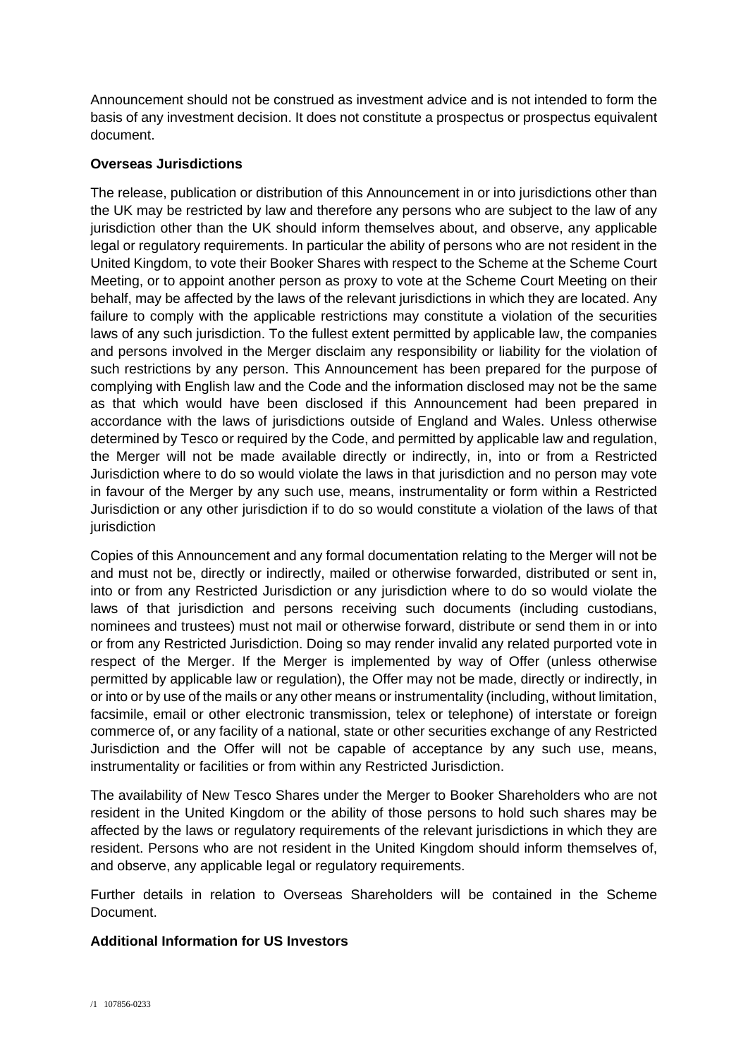Announcement should not be construed as investment advice and is not intended to form the basis of any investment decision. It does not constitute a prospectus or prospectus equivalent document.

**Overseas Jurisdictions**

The release, publication or distribution of this Announcement in or into jurisdictions other than the UK may be restricted by law and therefore any persons who are subject to the law of any jurisdiction other than the UK should inform themselves about, and observe, any applicable legal or regulatory requirements. In particular the ability of persons who are not resident in the United Kingdom, to vote their Booker Shares with respect to the Scheme at the Scheme Court Meeting, or to appoint another person as proxy to vote at the Scheme Court Meeting on their behalf, may be affected by the laws of the relevant jurisdictions in which they are located. Any failure to comply with the applicable restrictions may constitute a violation of the securities laws of any such jurisdiction. To the fullest extent permitted by applicable law, the companies and persons involved in the Merger disclaim any responsibility or liability for the violation of such restrictions by any person. This Announcement has been prepared for the purpose of complying with English law and the Code and the information disclosed may not be the same as that which would have been disclosed if this Announcement had been prepared in accordance with the laws of jurisdictions outside of England and Wales. Unless otherwise determined by Tesco or required by the Code, and permitted by applicable law and regulation, the Merger will not be made available directly or indirectly, in, into or from a Restricted Jurisdiction where to do so would violate the laws in that jurisdiction and no person may vote in favour of the Merger by any such use, means, instrumentality or form within a Restricted Jurisdiction or any other jurisdiction if to do so would constitute a violation of the laws of that jurisdiction

Copies of this Announcement and any formal documentation relating to the Merger will not be and must not be, directly or indirectly, mailed or otherwise forwarded, distributed or sent in, into or from any Restricted Jurisdiction or any jurisdiction where to do so would violate the laws of that jurisdiction and persons receiving such documents (including custodians, nominees and trustees) must not mail or otherwise forward, distribute or send them in or into or from any Restricted Jurisdiction. Doing so may render invalid any related purported vote in respect of the Merger. If the Merger is implemented by way of Offer (unless otherwise permitted by applicable law or regulation), the Offer may not be made, directly or indirectly, in or into or by use of the mails or any other means or instrumentality (including, without limitation, facsimile, email or other electronic transmission, telex or telephone) of interstate or foreign commerce of, or any facility of a national, state or other securities exchange of any Restricted Jurisdiction and the Offer will not be capable of acceptance by any such use, means, instrumentality or facilities or from within any Restricted Jurisdiction.

The availability of New Tesco Shares under the Merger to Booker Shareholders who are not resident in the United Kingdom or the ability of those persons to hold such shares may be affected by the laws or regulatory requirements of the relevant jurisdictions in which they are resident. Persons who are not resident in the United Kingdom should inform themselves of, and observe, any applicable legal or regulatory requirements.

Further details in relation to Overseas Shareholders will be contained in the Scheme Document.

**Additional Information for US Investors**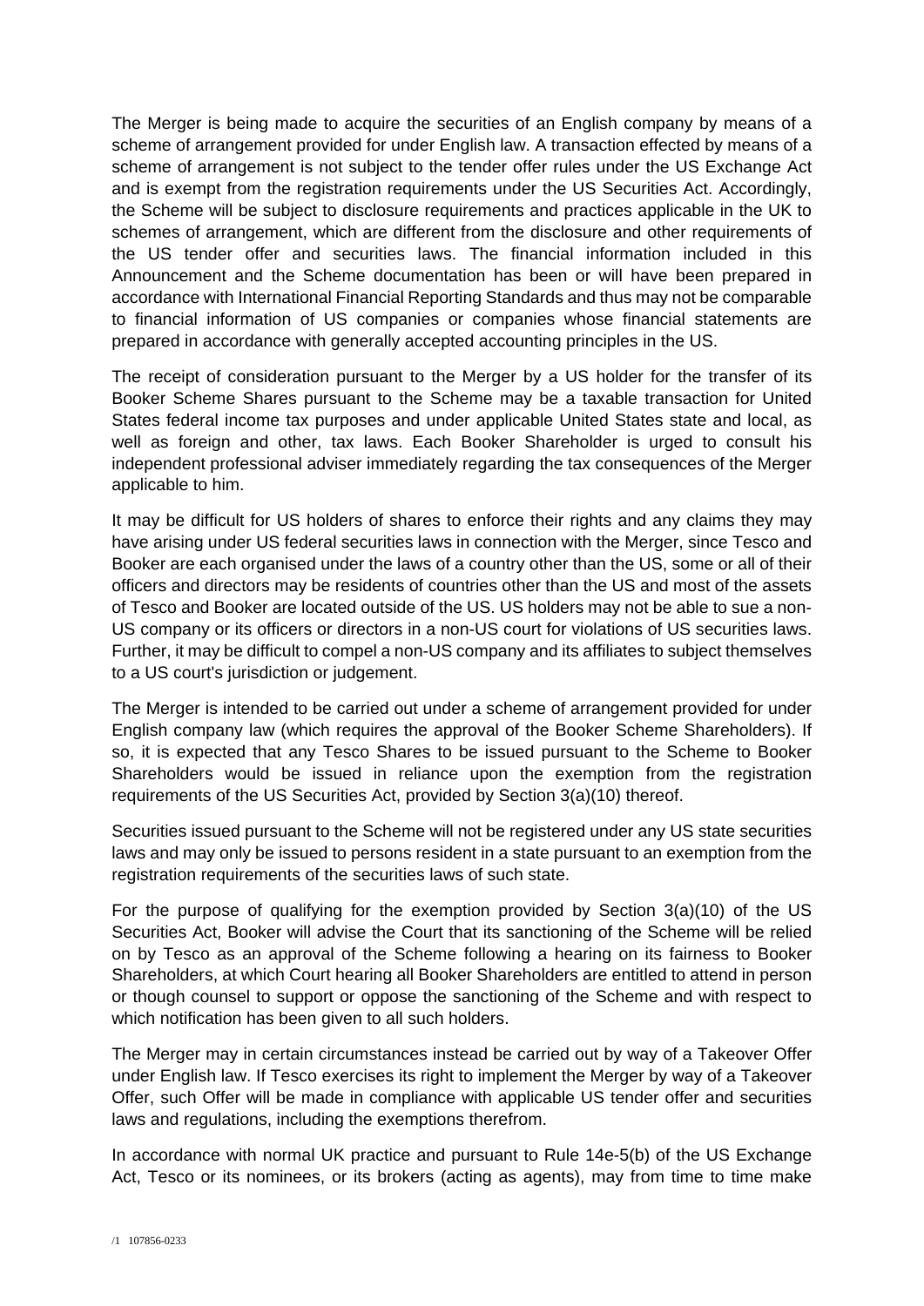The Merger is being made to acquire the securities of an English company by means of a scheme of arrangement provided for under English law. A transaction effected by means of a scheme of arrangement is not subject to the tender offer rules under the US Exchange Act and is exempt from the registration requirements under the US Securities Act. Accordingly, the Scheme will be subject to disclosure requirements and practices applicable in the UK to schemes of arrangement, which are different from the disclosure and other requirements of the US tender offer and securities laws. The financial information included in this Announcement and the Scheme documentation has been or will have been prepared in accordance with International Financial Reporting Standards and thus may not be comparable to financial information of US companies or companies whose financial statements are prepared in accordance with generally accepted accounting principles in the US.

The receipt of consideration pursuant to the Merger by a US holder for the transfer of its Booker Scheme Shares pursuant to the Scheme may be a taxable transaction for United States federal income tax purposes and under applicable United States state and local, as well as foreign and other, tax laws. Each Booker Shareholder is urged to consult his independent professional adviser immediately regarding the tax consequences of the Merger applicable to him.

It may be difficult for US holders of shares to enforce their rights and any claims they may have arising under US federal securities laws in connection with the Merger, since Tesco and Booker are each organised under the laws of a country other than the US, some or all of their officers and directors may be residents of countries other than the US and most of the assets of Tesco and Booker are located outside of the US. US holders may not be able to sue a non-US company or its officers or directors in a non-US court for violations of US securities laws. Further, it may be difficult to compel a non-US company and its affiliates to subject themselves to a US court's jurisdiction or judgement.

The Merger is intended to be carried out under a scheme of arrangement provided for under English company law (which requires the approval of the Booker Scheme Shareholders). If so, it is expected that any Tesco Shares to be issued pursuant to the Scheme to Booker Shareholders would be issued in reliance upon the exemption from the registration requirements of the US Securities Act, provided by Section 3(a)(10) thereof.

Securities issued pursuant to the Scheme will not be registered under any US state securities laws and may only be issued to persons resident in a state pursuant to an exemption from the registration requirements of the securities laws of such state.

For the purpose of qualifying for the exemption provided by Section 3(a)(10) of the US Securities Act, Booker will advise the Court that its sanctioning of the Scheme will be relied on by Tesco as an approval of the Scheme following a hearing on its fairness to Booker Shareholders, at which Court hearing all Booker Shareholders are entitled to attend in person or though counsel to support or oppose the sanctioning of the Scheme and with respect to which notification has been given to all such holders.

The Merger may in certain circumstances instead be carried out by way of a Takeover Offer under English law. If Tesco exercises its right to implement the Merger by way of a Takeover Offer, such Offer will be made in compliance with applicable US tender offer and securities laws and regulations, including the exemptions therefrom.

In accordance with normal UK practice and pursuant to Rule 14e-5(b) of the US Exchange Act, Tesco or its nominees, or its brokers (acting as agents), may from time to time make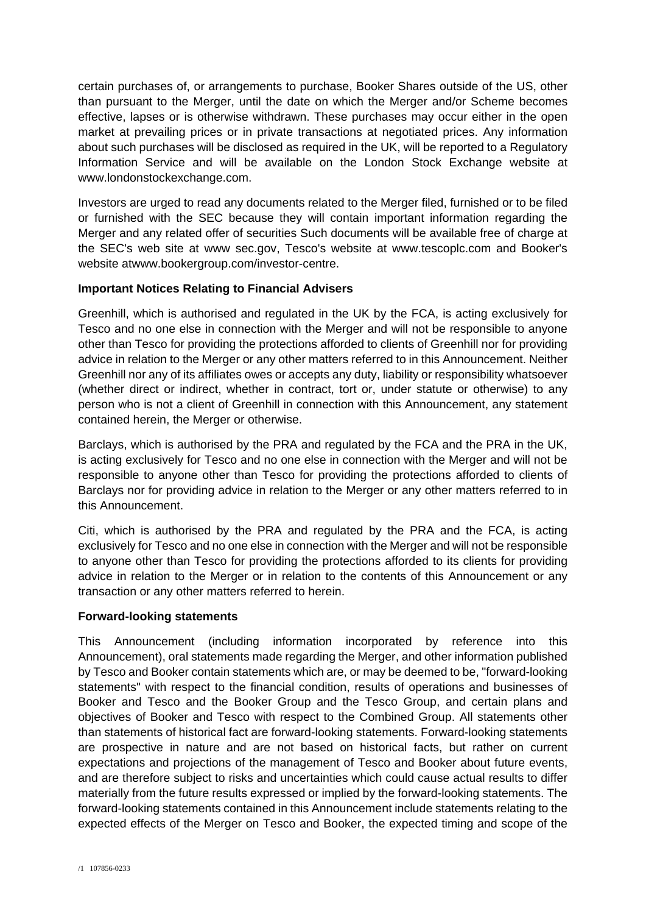certain purchases of, or arrangements to purchase, Booker Shares outside of the US, other than pursuant to the Merger, until the date on which the Merger and/or Scheme becomes effective, lapses or is otherwise withdrawn. These purchases may occur either in the open market at prevailing prices or in private transactions at negotiated prices. Any information about such purchases will be disclosed as required in the UK, will be reported to a Regulatory Information Service and will be available on the London Stock Exchange website at www.londonstockexchange.com.

Investors are urged to read any documents related to the Merger filed, furnished or to be filed or furnished with the SEC because they will contain important information regarding the Merger and any related offer of securities Such documents will be available free of charge at the SEC's web site at www sec.gov, Tesco's website at www.tescoplc.com and Booker's website atwww.bookergroup.com/investor-centre.

**Important Notices Relating to Financial Advisers**

Greenhill, which is authorised and regulated in the UK by the FCA, is acting exclusively for Tesco and no one else in connection with the Merger and will not be responsible to anyone other than Tesco for providing the protections afforded to clients of Greenhill nor for providing advice in relation to the Merger or any other matters referred to in this Announcement. Neither Greenhill nor any of its affiliates owes or accepts any duty, liability or responsibility whatsoever (whether direct or indirect, whether in contract, tort or, under statute or otherwise) to any person who is not a client of Greenhill in connection with this Announcement, any statement contained herein, the Merger or otherwise.

Barclays, which is authorised by the PRA and regulated by the FCA and the PRA in the UK, is acting exclusively for Tesco and no one else in connection with the Merger and will not be responsible to anyone other than Tesco for providing the protections afforded to clients of Barclays nor for providing advice in relation to the Merger or any other matters referred to in this Announcement.

Citi, which is authorised by the PRA and regulated by the PRA and the FCA, is acting exclusively for Tesco and no one else in connection with the Merger and will not be responsible to anyone other than Tesco for providing the protections afforded to its clients for providing advice in relation to the Merger or in relation to the contents of this Announcement or any transaction or any other matters referred to herein.

**Forward-looking statements**

This Announcement (including information incorporated by reference into this Announcement), oral statements made regarding the Merger, and other information published by Tesco and Booker contain statements which are, or may be deemed to be, "forward-looking statements" with respect to the financial condition, results of operations and businesses of Booker and Tesco and the Booker Group and the Tesco Group, and certain plans and objectives of Booker and Tesco with respect to the Combined Group. All statements other than statements of historical fact are forward-looking statements. Forward-looking statements are prospective in nature and are not based on historical facts, but rather on current expectations and projections of the management of Tesco and Booker about future events, and are therefore subject to risks and uncertainties which could cause actual results to differ materially from the future results expressed or implied by the forward-looking statements. The forward-looking statements contained in this Announcement include statements relating to the expected effects of the Merger on Tesco and Booker, the expected timing and scope of the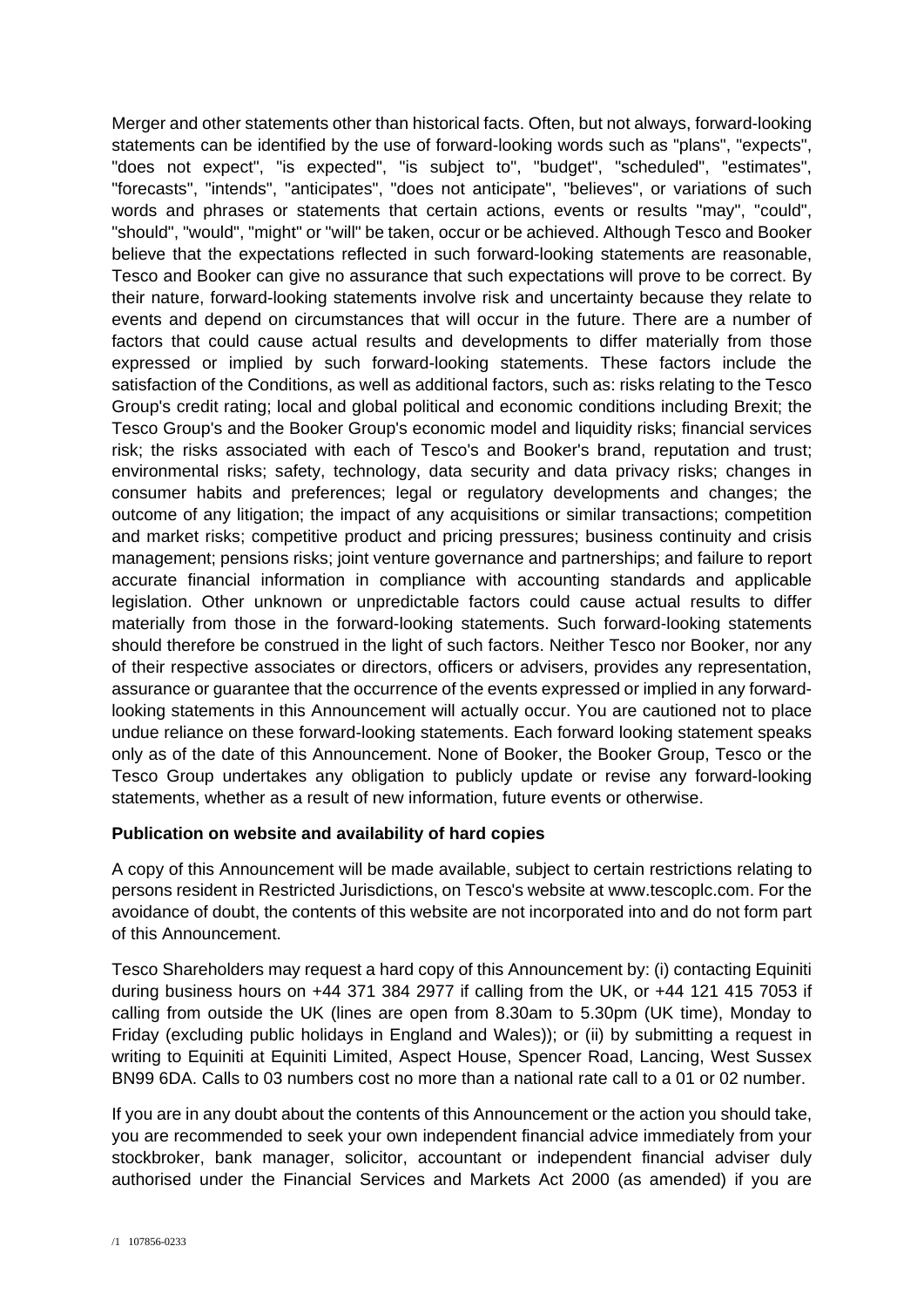Merger and other statements other than historical facts. Often, but not always, forward-looking statements can be identified by the use of forward-looking words such as "plans", "expects", "does not expect", "is expected", "is subject to", "budget", "scheduled", "estimates", "forecasts", "intends", "anticipates", "does not anticipate", "believes", or variations of such words and phrases or statements that certain actions, events or results "may", "could", "should", "would", "might" or "will" be taken, occur or be achieved. Although Tesco and Booker believe that the expectations reflected in such forward-looking statements are reasonable, Tesco and Booker can give no assurance that such expectations will prove to be correct. By their nature, forward-looking statements involve risk and uncertainty because they relate to events and depend on circumstances that will occur in the future. There are a number of factors that could cause actual results and developments to differ materially from those expressed or implied by such forward-looking statements. These factors include the satisfaction of the Conditions, as well as additional factors, such as: risks relating to the Tesco Group's credit rating; local and global political and economic conditions including Brexit; the Tesco Group's and the Booker Group's economic model and liquidity risks; financial services risk; the risks associated with each of Tesco's and Booker's brand, reputation and trust; environmental risks; safety, technology, data security and data privacy risks; changes in consumer habits and preferences; legal or regulatory developments and changes; the outcome of any litigation; the impact of any acquisitions or similar transactions; competition and market risks; competitive product and pricing pressures; business continuity and crisis management; pensions risks; joint venture governance and partnerships; and failure to report accurate financial information in compliance with accounting standards and applicable legislation. Other unknown or unpredictable factors could cause actual results to differ materially from those in the forward-looking statements. Such forward-looking statements should therefore be construed in the light of such factors. Neither Tesco nor Booker, nor any of their respective associates or directors, officers or advisers, provides any representation, assurance or guarantee that the occurrence of the events expressed or implied in any forward-looking statements in this Announcement will actually occur. You are cautioned not to place undue reliance on these forward-looking statements. Each forward looking statement speaks only as of the date of this Announcement. None of Booker, the Booker Group, Tesco or the Tesco Group undertakes any obligation to publicly update or revise any forward-looking statements, whether as a result of new information, future events or otherwise.

**Publication on website and availability of hard copies**

A copy of this Announcement will be made available, subject to certain restrictions relating to persons resident in Restricted Jurisdictions, on Tesco's website at www.tescoplc.com. For the avoidance of doubt, the contents of this website are not incorporated into and do not form part of this Announcement.

Tesco Shareholders may request a hard copy of this Announcement by: (i) contacting Equiniti during business hours on +44 371 384 2977 if calling from the UK, or +44 121 415 7053 if calling from outside the UK (lines are open from 8.30am to 5.30pm (UK time), Monday to Friday (excluding public holidays in England and Wales)); or (ii) by submitting a request in writing to Equiniti at Equiniti Limited, Aspect House, Spencer Road, Lancing, West Sussex BN99 6DA. Calls to 03 numbers cost no more than a national rate call to a 01 or 02 number.

If you are in any doubt about the contents of this Announcement or the action you should take, you are recommended to seek your own independent financial advice immediately from your stockbroker, bank manager, solicitor, accountant or independent financial adviser duly authorised under the Financial Services and Markets Act 2000 (as amended) if you are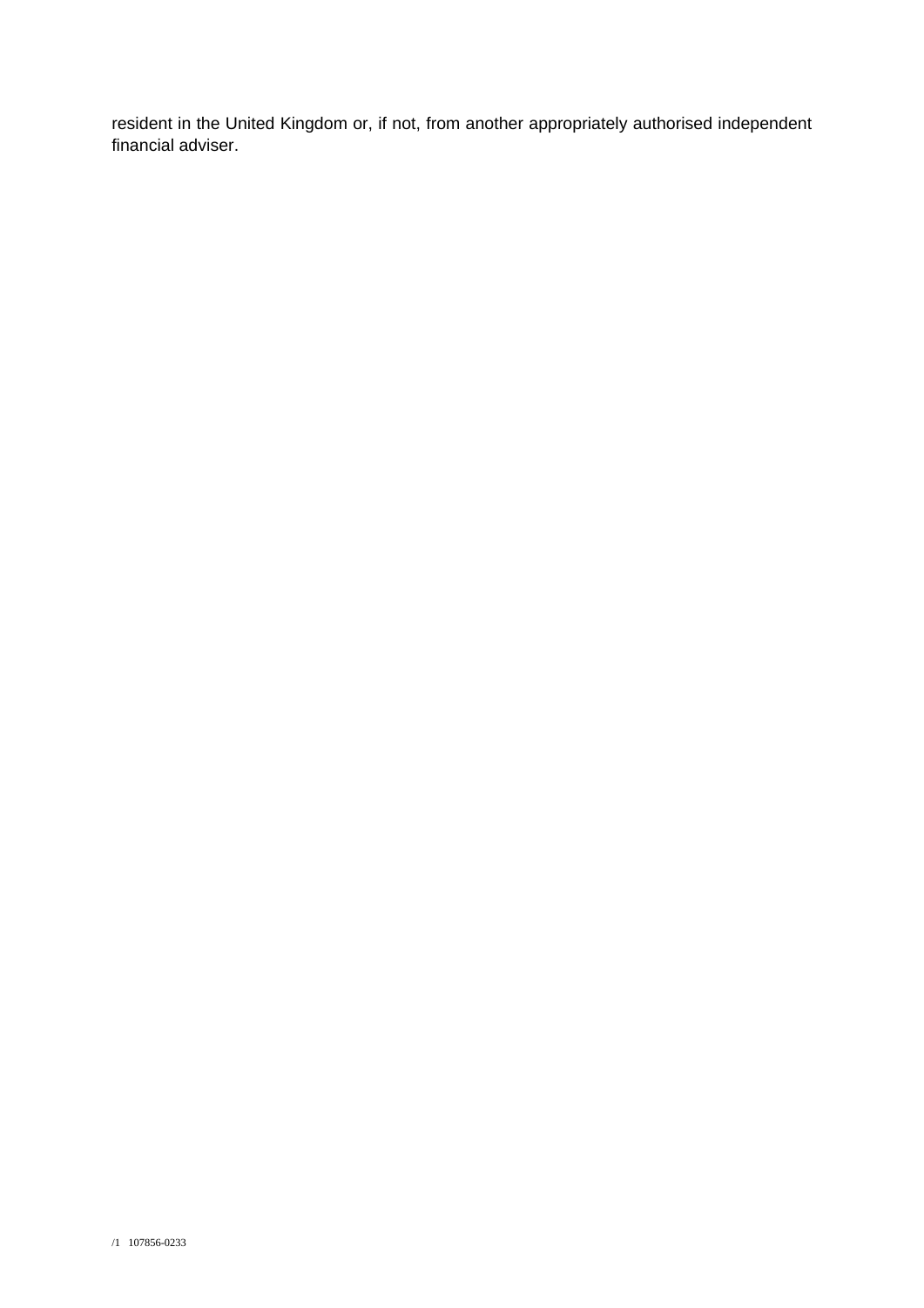resident in the United Kingdom or, if not, from another appropriately authorised independent financial adviser.